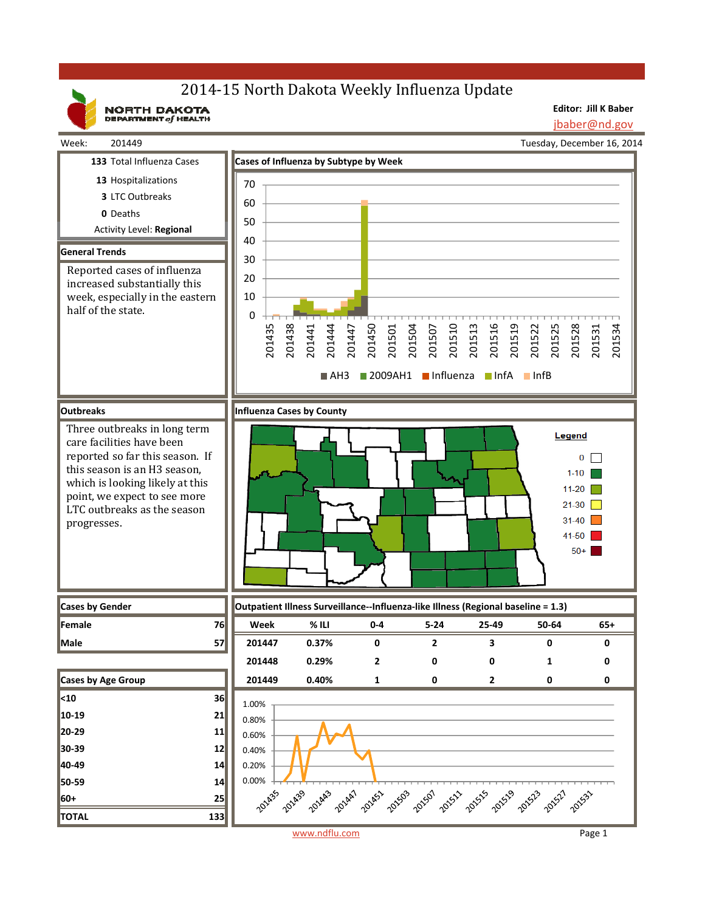# 2014-15 North Dakota Weekly Influenza Update

NORTH DAKOTA DEPARTMENT of HEALTH

**Editor: Jill K Baber**
jbaber@nd.gov

Week: 201449 — Tuesday, December 16, 2014

**133** Total Influenza Cases

**13** Hospitalizations

**3** LTC Outbreaks

**0** Deaths

Activity Level: **Regional**

## General Trends

Reported cases of influenza increased substantially this week, especially in the eastern half of the state.

## Cases of Influenza by Subtype by Week

Legend: AH3, 2009AH1, Influenza, InfA, InfB

## Outbreaks

Three outbreaks in long term care facilities have been reported so far this season. If this season is an H3 season, which is looking likely at this point, we expect to see more LTC outbreaks as the season progresses.

## Influenza Cases by County

Legend: 0, 1-10, 11-20, 21-30, 31-40, 41-50, 50+

## Cases by Gender

| | |
|---|---|
| Female | 76 |
| Male | 57 |

## Outpatient Illness Surveillance--Influenza-like Illness (Regional baseline = 1.3)

| Week | % ILI | 0-4 | 5-24 | 25-49 | 50-64 | 65+ |
|---|---|---|---|---|---|---|
| 201447 | 0.37% | 0 | 2 | 3 | 0 | 0 |
| 201448 | 0.29% | 2 | 0 | 0 | 1 | 0 |
| 201449 | 0.40% | 1 | 0 | 2 | 0 | 0 |

## Cases by Age Group

| | |
|---|---|
| <10 | 36 |
| 10-19 | 21 |
| 20-29 | 11 |
| 30-39 | 12 |
| 40-49 | 14 |
| 50-59 | 14 |
| 60+ | 25 |
| TOTAL | 133 |

www.ndflu.com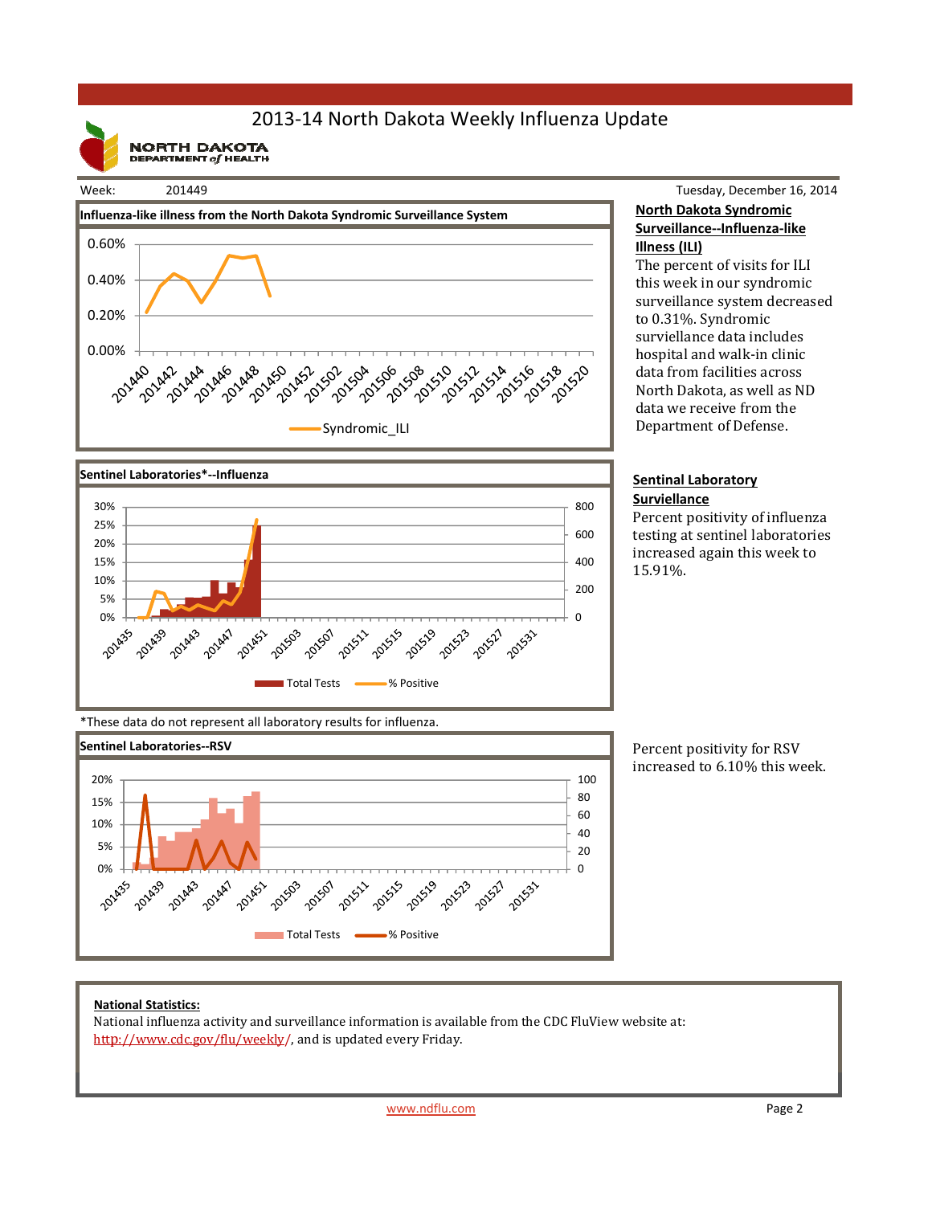# 2013-14 North Dakota Weekly Influenza Update

NORTH DAKOTA DEPARTMENT of HEALTH

Week: 201449

Tuesday, December 16, 2014

**Influenza-like illness from the North Dakota Syndromic Surveillance System**

**North Dakota Syndromic Surveillance--Influenza-like Illness (ILI)**

The percent of visits for ILI this week in our syndromic surveillance system decreased to 0.31%. Syndromic surviellance data includes hospital and walk-in clinic data from facilities across North Dakota, as well as ND data we receive from the Department of Defense.

**Sentinel Laboratories*--Influenza**

**Sentinal Laboratory Surviellance**

Percent positivity of influenza testing at sentinel laboratories increased again this week to 15.91%.

*These data do not represent all laboratory results for influenza.

**Sentinel Laboratories--RSV**

Percent positivity for RSV increased to 6.10% this week.

**National Statistics:**

National influenza activity and surveillance information is available from the CDC FluView website at: http://www.cdc.gov/flu/weekly/, and is updated every Friday.

www.ndflu.com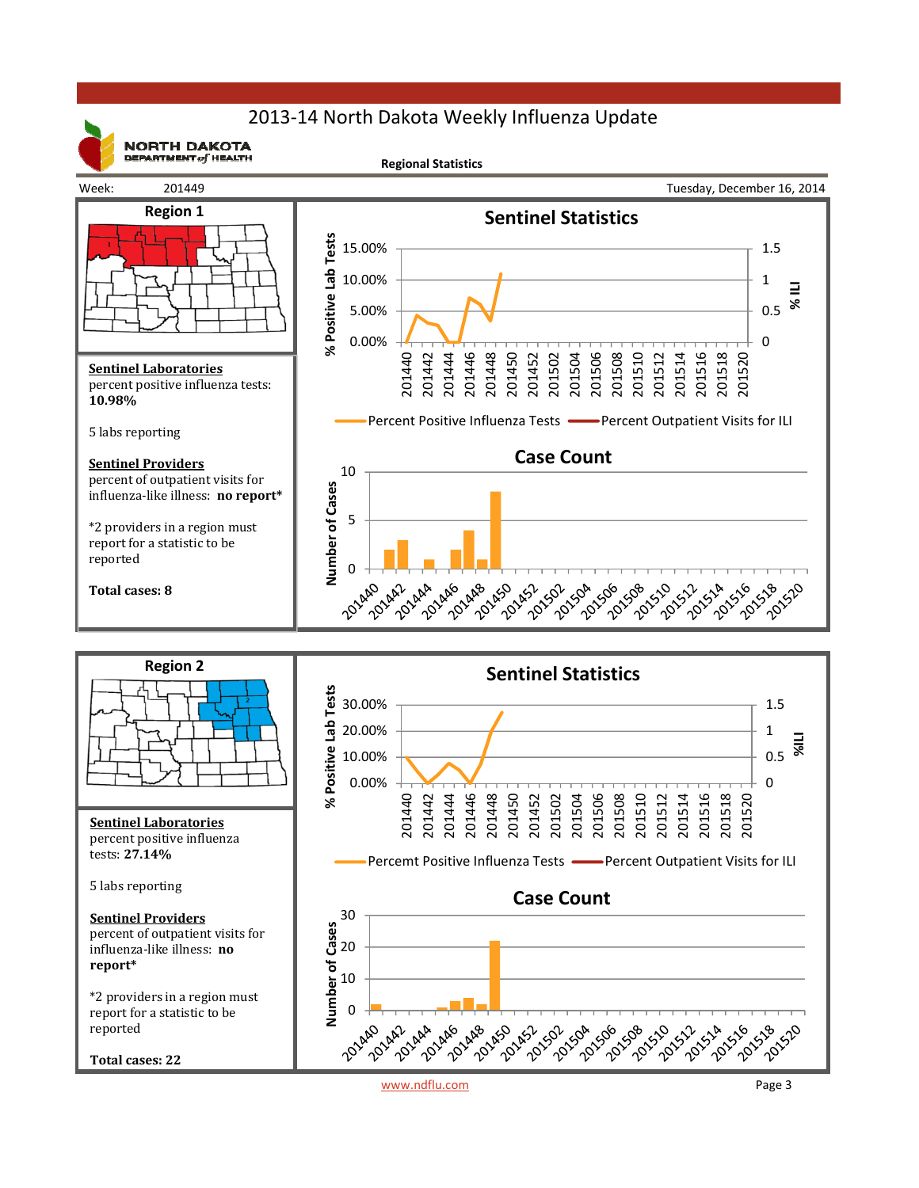# 2013-14 North Dakota Weekly Influenza Update

NORTH DAKOTA DEPARTMENT of HEALTH

**Regional Statistics**

Week: 201449 — Tuesday, December 16, 2014

## Region 1

### Sentinel Statistics

% Positive Lab Tests: 15.00%, 10.00%, 5.00%, 0.00%

% ILI: 1.5, 1, 0.5, 0

Weeks: 201440, 201442, 201444, 201446, 201448, 201450, 201452, 201502, 201504, 201506, 201508, 201510, 201512, 201514, 201516, 201518, 201520

Percent Positive Influenza Tests — Percent Outpatient Visits for ILI

### Case Count

Number of Cases: 10, 5, 0

Weeks: 201440, 201442, 201444, 201446, 201448, 201450, 201452, 201502, 201504, 201506, 201508, 201510, 201512, 201514, 201516, 201518, 201520

**Sentinel Laboratories**
percent positive influenza tests: **10.98%**

5 labs reporting

**Sentinel Providers**
percent of outpatient visits for influenza-like illness: **no report***

*2 providers in a region must report for a statistic to be reported

**Total cases: 8**

## Region 2

### Sentinel Statistics

% Positive Lab Tests: 30.00%, 20.00%, 10.00%, 0.00%

%ILI: 1.5, 1, 0.5, 0

Weeks: 201440, 201442, 201444, 201446, 201448, 201450, 201452, 201502, 201504, 201506, 201508, 201510, 201512, 201514, 201516, 201518, 201520

Percemt Positive Influenza Tests — Percent Outpatient Visits for ILI

### Case Count

Number of Cases: 30, 20, 10, 0

Weeks: 201440, 201442, 201444, 201446, 201448, 201450, 201452, 201502, 201504, 201506, 201508, 201510, 201512, 201514, 201516, 201518, 201520

**Sentinel Laboratories**
percent positive influenza tests: **27.14%**

5 labs reporting

**Sentinel Providers**
percent of outpatient visits for influenza-like illness: **no report***

*2 providers in a region must report for a statistic to be reported

**Total cases: 22**

www.ndflu.com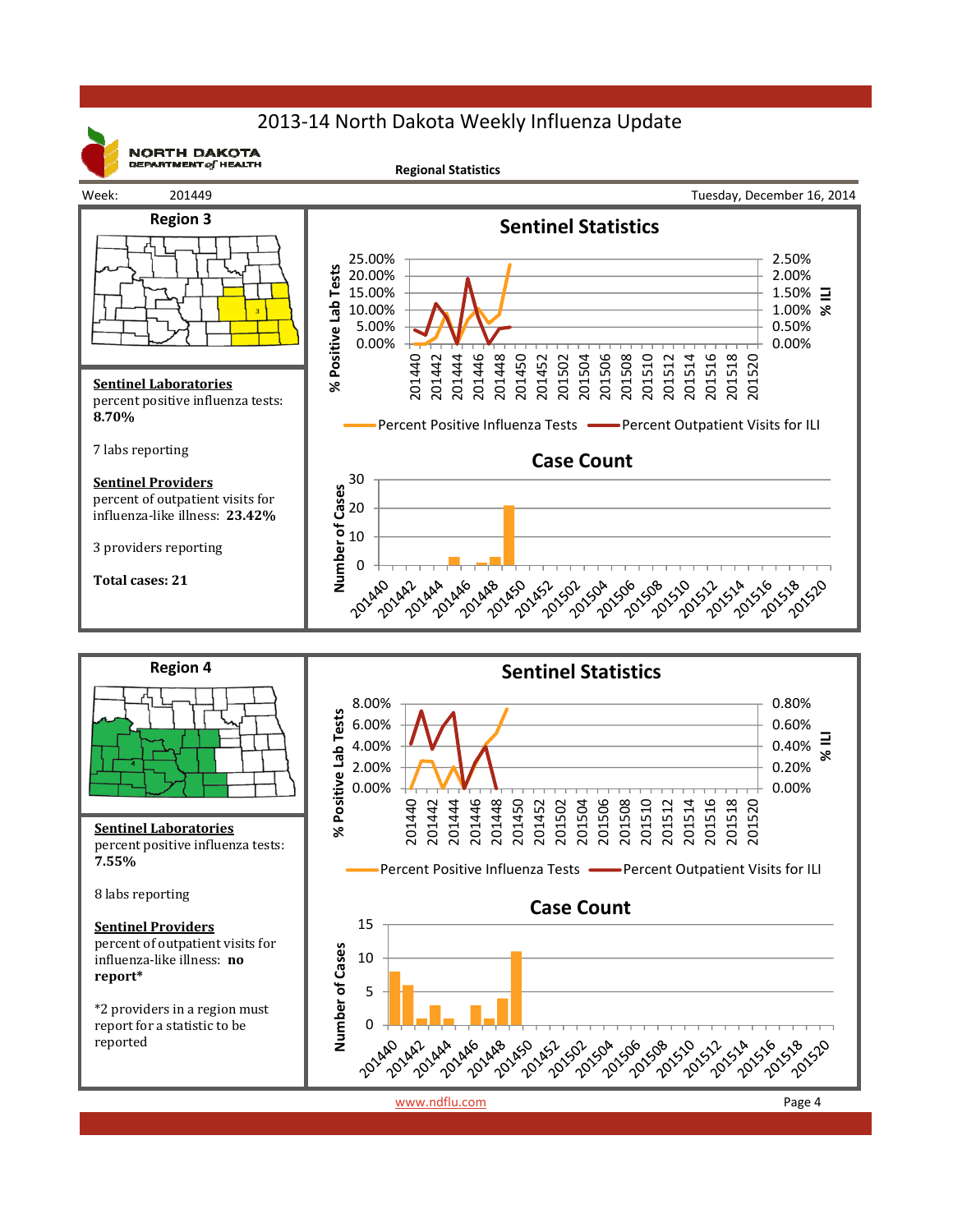# 2013-14 North Dakota Weekly Influenza Update

NORTH DAKOTA DEPARTMENT of HEALTH

**Regional Statistics**

Week: 201449

Tuesday, December 16, 2014

## Region 3

**Sentinel Laboratories**
percent positive influenza tests:
**8.70%**

7 labs reporting

**Sentinel Providers**
percent of outpatient visits for influenza-like illness: **23.42%**

3 providers reporting

**Total cases: 21**

### Sentinel Statistics

% Positive Lab Tests

25.00%
20.00%
15.00%
10.00%
5.00%
0.00%

% ILI

2.50%
2.00%
1.50%
1.00%
0.50%
0.00%

201440 201442 201444 201446 201448 201450 201452 201502 201504 201506 201508 201510 201512 201514 201516 201518 201520

Percent Positive Influenza Tests
Percent Outpatient Visits for ILI

### Case Count

Number of Cases

30
20
10
0

201440 201442 201444 201446 201448 201450 201452 201502 201504 201506 201508 201510 201512 201514 201516 201518 201520

## Region 4

**Sentinel Laboratories**
percent positive influenza tests:
**7.55%**

8 labs reporting

**Sentinel Providers**
percent of outpatient visits for influenza-like illness: **no report***

*2 providers in a region must report for a statistic to be reported

### Sentinel Statistics

% Positive Lab Tests

8.00%
6.00%
4.00%
2.00%
0.00%

% ILI

0.80%
0.60%
0.40%
0.20%
0.00%

201440 201442 201444 201446 201448 201450 201452 201502 201504 201506 201508 201510 201512 201514 201516 201518 201520

Percent Positive Influenza Tests
Percent Outpatient Visits for ILI

### Case Count

Number of Cases

15
10
5
0

201440 201442 201444 201446 201448 201450 201452 201502 201504 201506 201508 201510 201512 201514 201516 201518 201520

www.ndflu.com